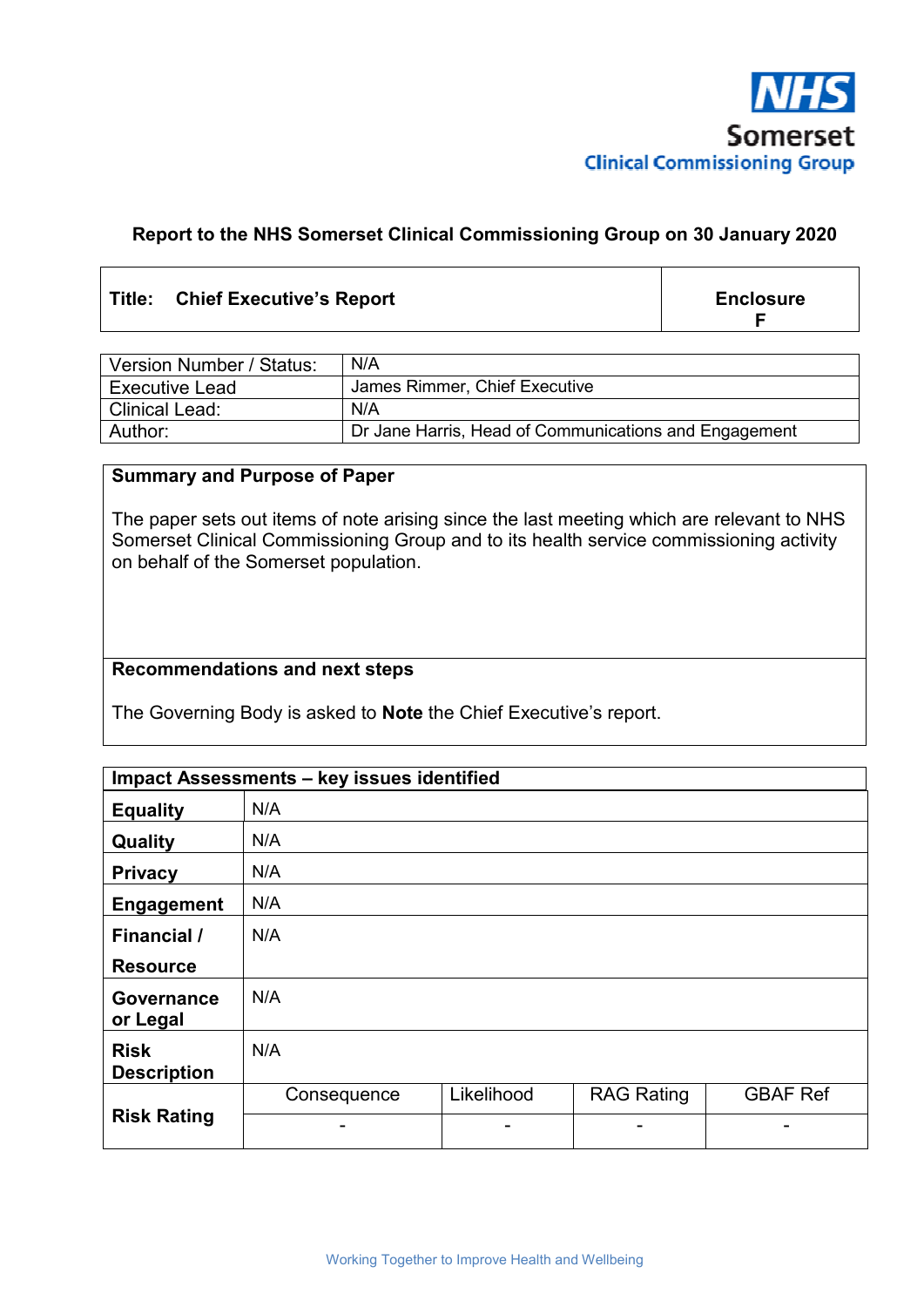NHS Somerset Clinical Commissioning Group

**Report to the NHS Somerset Clinical Commissioning Group on 30 January 2020**

| **Title: Chief Executive's Report** | **Enclosure F** |
|---|---|

| | |
|---|---|
| Version Number / Status: | N/A |
| Executive Lead | James Rimmer, Chief Executive |
| Clinical Lead: | N/A |
| Author: | Dr Jane Harris, Head of Communications and Engagement |

**Summary and Purpose of Paper**

The paper sets out items of note arising since the last meeting which are relevant to NHS Somerset Clinical Commissioning Group and to its health service commissioning activity on behalf of the Somerset population.

**Recommendations and next steps**

The Governing Body is asked to **Note** the Chief Executive's report.

| **Impact Assessments – key issues identified** | | | | |
|---|---|---|---|---|
| **Equality** | N/A | | | |
| **Quality** | N/A | | | |
| **Privacy** | N/A | | | |
| **Engagement** | N/A | | | |
| **Financial / Resource** | N/A | | | |
| **Governance or Legal** | N/A | | | |
| **Risk Description** | N/A | | | |
| **Risk Rating** | Consequence | Likelihood | RAG Rating | GBAF Ref |
| | - | - | - | - |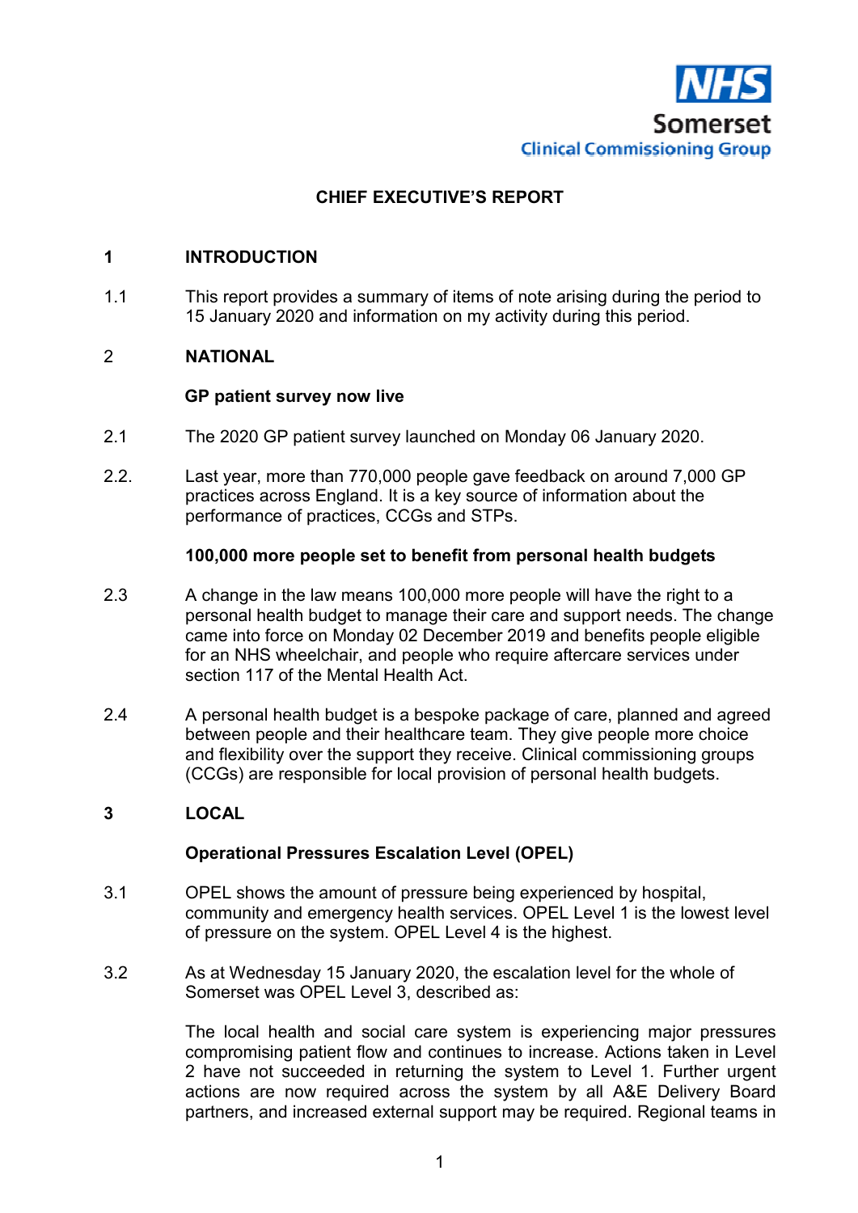NHS
Somerset
Clinical Commissioning Group

# CHIEF EXECUTIVE'S REPORT

## 1 INTRODUCTION

1.1 This report provides a summary of items of note arising during the period to 15 January 2020 and information on my activity during this period.

## 2 NATIONAL

### GP patient survey now live

2.1 The 2020 GP patient survey launched on Monday 06 January 2020.

2.2. Last year, more than 770,000 people gave feedback on around 7,000 GP practices across England. It is a key source of information about the performance of practices, CCGs and STPs.

### 100,000 more people set to benefit from personal health budgets

2.3 A change in the law means 100,000 more people will have the right to a personal health budget to manage their care and support needs. The change came into force on Monday 02 December 2019 and benefits people eligible for an NHS wheelchair, and people who require aftercare services under section 117 of the Mental Health Act.

2.4 A personal health budget is a bespoke package of care, planned and agreed between people and their healthcare team. They give people more choice and flexibility over the support they receive. Clinical commissioning groups (CCGs) are responsible for local provision of personal health budgets.

## 3 LOCAL

### Operational Pressures Escalation Level (OPEL)

3.1 OPEL shows the amount of pressure being experienced by hospital, community and emergency health services. OPEL Level 1 is the lowest level of pressure on the system. OPEL Level 4 is the highest.

3.2 As at Wednesday 15 January 2020, the escalation level for the whole of Somerset was OPEL Level 3, described as:

The local health and social care system is experiencing major pressures compromising patient flow and continues to increase. Actions taken in Level 2 have not succeeded in returning the system to Level 1. Further urgent actions are now required across the system by all A&E Delivery Board partners, and increased external support may be required. Regional teams in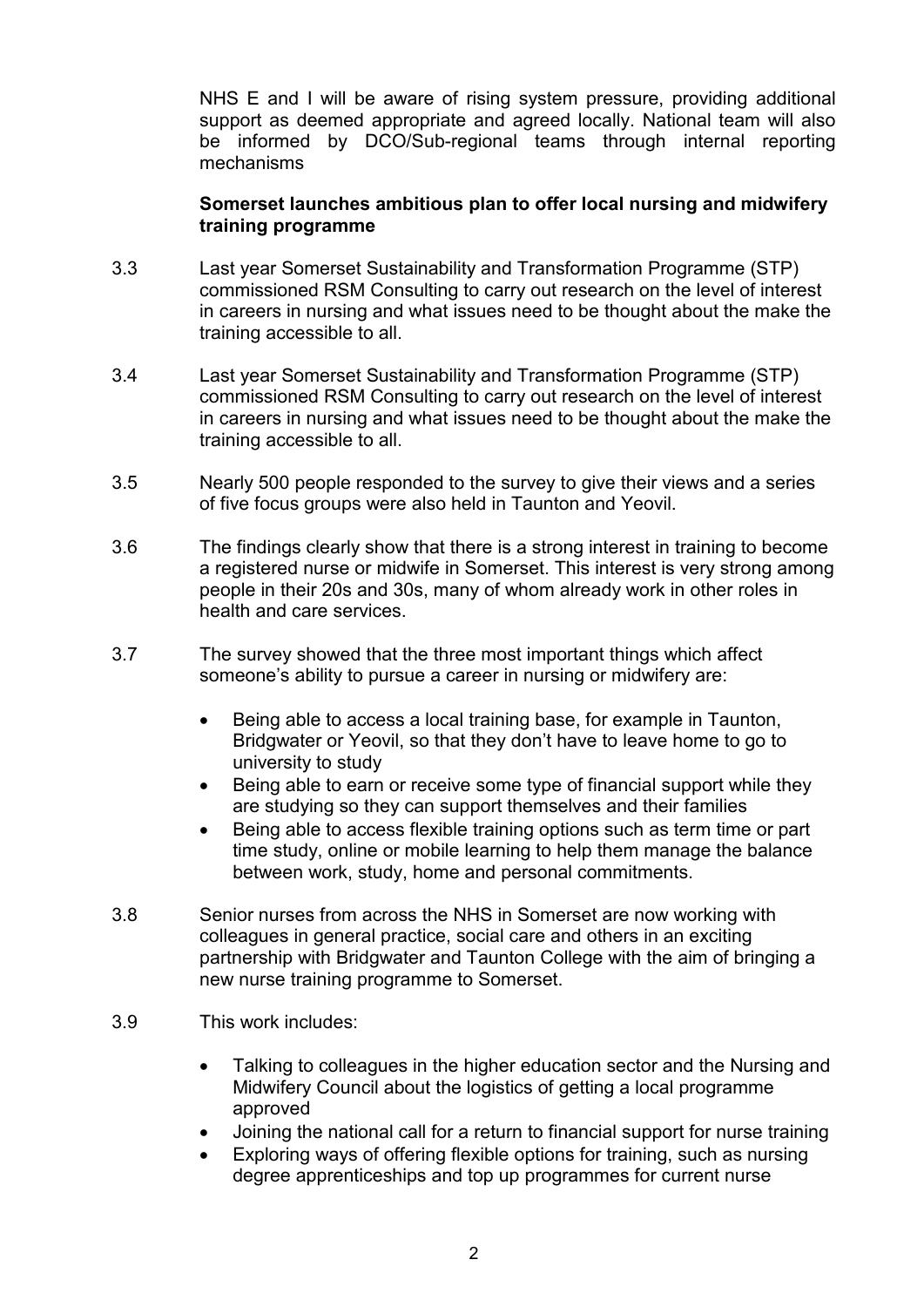NHS E and I will be aware of rising system pressure, providing additional support as deemed appropriate and agreed locally. National team will also be informed by DCO/Sub-regional teams through internal reporting mechanisms

**Somerset launches ambitious plan to offer local nursing and midwifery training programme**

3.3 Last year Somerset Sustainability and Transformation Programme (STP) commissioned RSM Consulting to carry out research on the level of interest in careers in nursing and what issues need to be thought about the make the training accessible to all.

3.4 Last year Somerset Sustainability and Transformation Programme (STP) commissioned RSM Consulting to carry out research on the level of interest in careers in nursing and what issues need to be thought about the make the training accessible to all.

3.5 Nearly 500 people responded to the survey to give their views and a series of five focus groups were also held in Taunton and Yeovil.

3.6 The findings clearly show that there is a strong interest in training to become a registered nurse or midwife in Somerset. This interest is very strong among people in their 20s and 30s, many of whom already work in other roles in health and care services.

3.7 The survey showed that the three most important things which affect someone's ability to pursue a career in nursing or midwifery are:

- Being able to access a local training base, for example in Taunton, Bridgwater or Yeovil, so that they don't have to leave home to go to university to study
- Being able to earn or receive some type of financial support while they are studying so they can support themselves and their families
- Being able to access flexible training options such as term time or part time study, online or mobile learning to help them manage the balance between work, study, home and personal commitments.

3.8 Senior nurses from across the NHS in Somerset are now working with colleagues in general practice, social care and others in an exciting partnership with Bridgwater and Taunton College with the aim of bringing a new nurse training programme to Somerset.

3.9 This work includes:

- Talking to colleagues in the higher education sector and the Nursing and Midwifery Council about the logistics of getting a local programme approved
- Joining the national call for a return to financial support for nurse training
- Exploring ways of offering flexible options for training, such as nursing degree apprenticeships and top up programmes for current nurse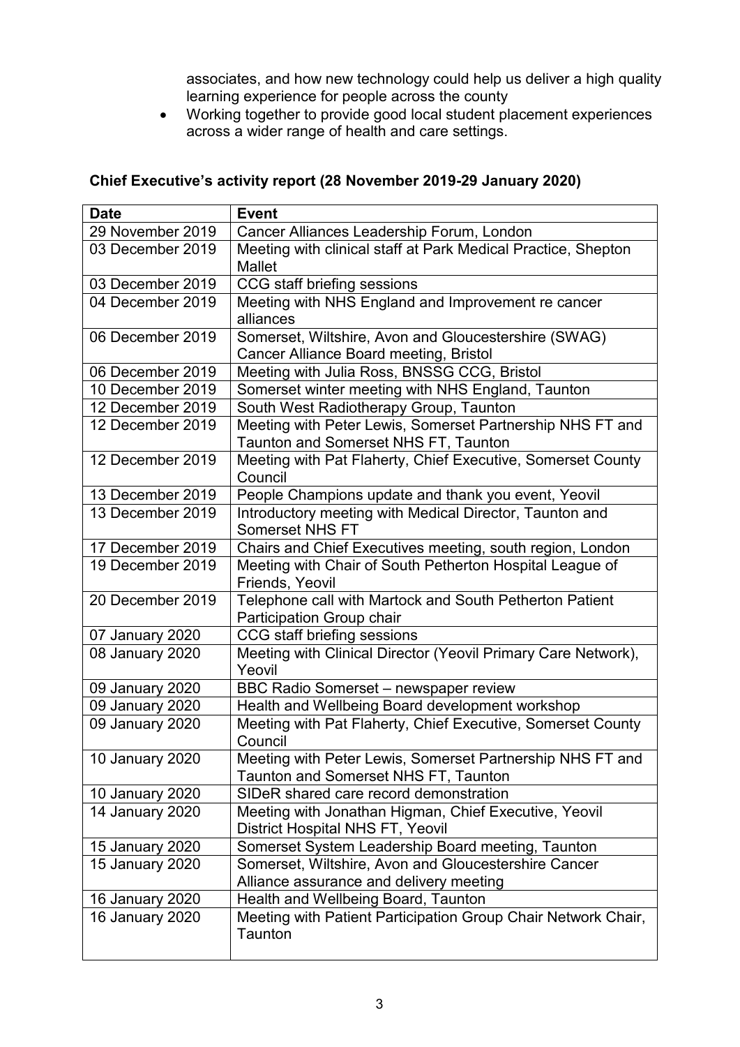associates, and how new technology could help us deliver a high quality learning experience for people across the county
- Working together to provide good local student placement experiences across a wider range of health and care settings.

**Chief Executive's activity report (28 November 2019-29 January 2020)**

| Date | Event |
|---|---|
| 29 November 2019 | Cancer Alliances Leadership Forum, London |
| 03 December 2019 | Meeting with clinical staff at Park Medical Practice, Shepton Mallet |
| 03 December 2019 | CCG staff briefing sessions |
| 04 December 2019 | Meeting with NHS England and Improvement re cancer alliances |
| 06 December 2019 | Somerset, Wiltshire, Avon and Gloucestershire (SWAG) Cancer Alliance Board meeting, Bristol |
| 06 December 2019 | Meeting with Julia Ross, BNSSG CCG, Bristol |
| 10 December 2019 | Somerset winter meeting with NHS England, Taunton |
| 12 December 2019 | South West Radiotherapy Group, Taunton |
| 12 December 2019 | Meeting with Peter Lewis, Somerset Partnership NHS FT and Taunton and Somerset NHS FT, Taunton |
| 12 December 2019 | Meeting with Pat Flaherty, Chief Executive, Somerset County Council |
| 13 December 2019 | People Champions update and thank you event, Yeovil |
| 13 December 2019 | Introductory meeting with Medical Director, Taunton and Somerset NHS FT |
| 17 December 2019 | Chairs and Chief Executives meeting, south region, London |
| 19 December 2019 | Meeting with Chair of South Petherton Hospital League of Friends, Yeovil |
| 20 December 2019 | Telephone call with Martock and South Petherton Patient Participation Group chair |
| 07 January 2020 | CCG staff briefing sessions |
| 08 January 2020 | Meeting with Clinical Director (Yeovil Primary Care Network), Yeovil |
| 09 January 2020 | BBC Radio Somerset – newspaper review |
| 09 January 2020 | Health and Wellbeing Board development workshop |
| 09 January 2020 | Meeting with Pat Flaherty, Chief Executive, Somerset County Council |
| 10 January 2020 | Meeting with Peter Lewis, Somerset Partnership NHS FT and Taunton and Somerset NHS FT, Taunton |
| 10 January 2020 | SIDeR shared care record demonstration |
| 14 January 2020 | Meeting with Jonathan Higman, Chief Executive, Yeovil District Hospital NHS FT, Yeovil |
| 15 January 2020 | Somerset System Leadership Board meeting, Taunton |
| 15 January 2020 | Somerset, Wiltshire, Avon and Gloucestershire Cancer Alliance assurance and delivery meeting |
| 16 January 2020 | Health and Wellbeing Board, Taunton |
| 16 January 2020 | Meeting with Patient Participation Group Chair Network Chair, Taunton |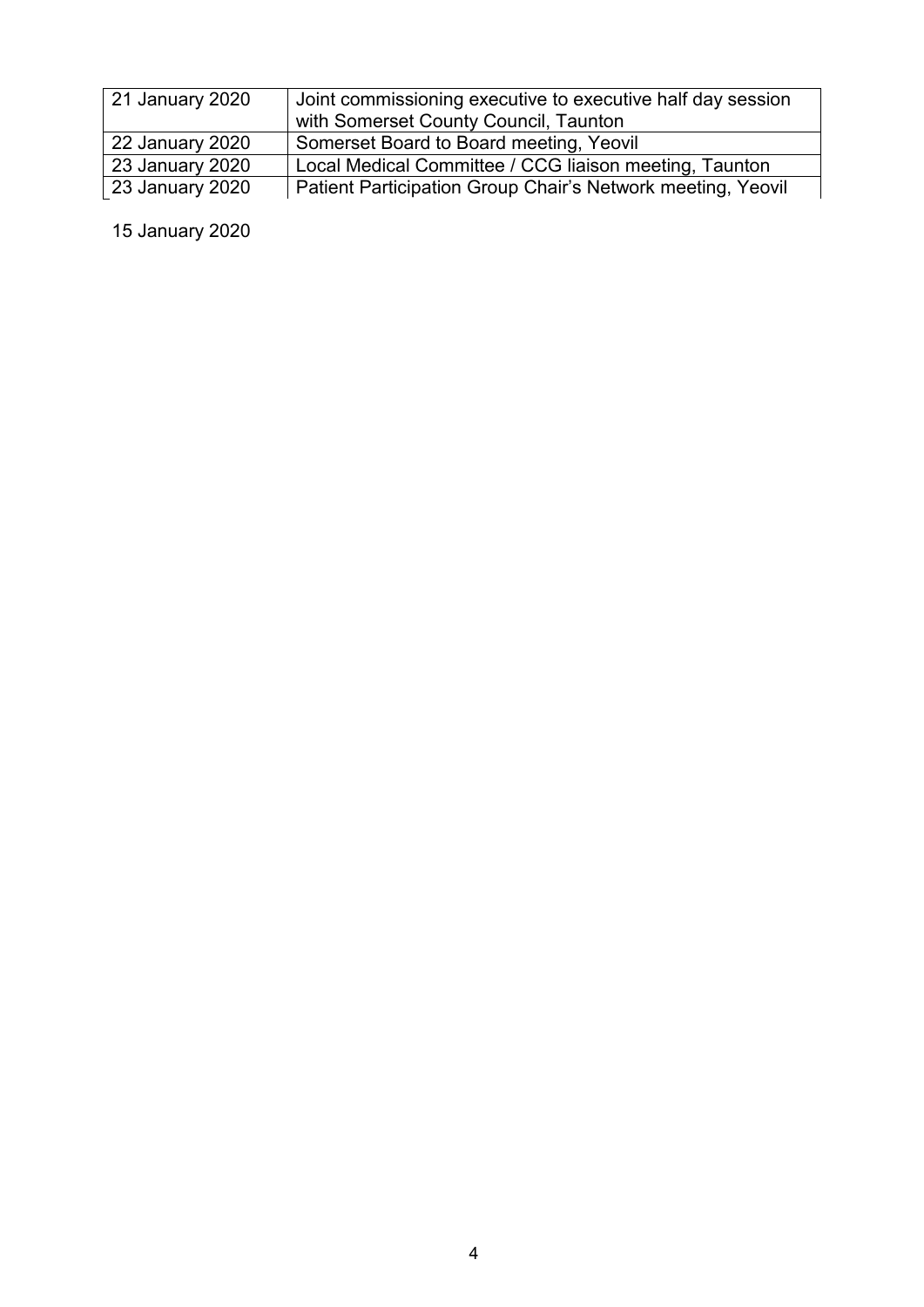| | |
|---|---|
| 21 January 2020 | Joint commissioning executive to executive half day session with Somerset County Council, Taunton |
| 22 January 2020 | Somerset Board to Board meeting, Yeovil |
| 23 January 2020 | Local Medical Committee / CCG liaison meeting, Taunton |
| 23 January 2020 | Patient Participation Group Chair's Network meeting, Yeovil |

15 January 2020